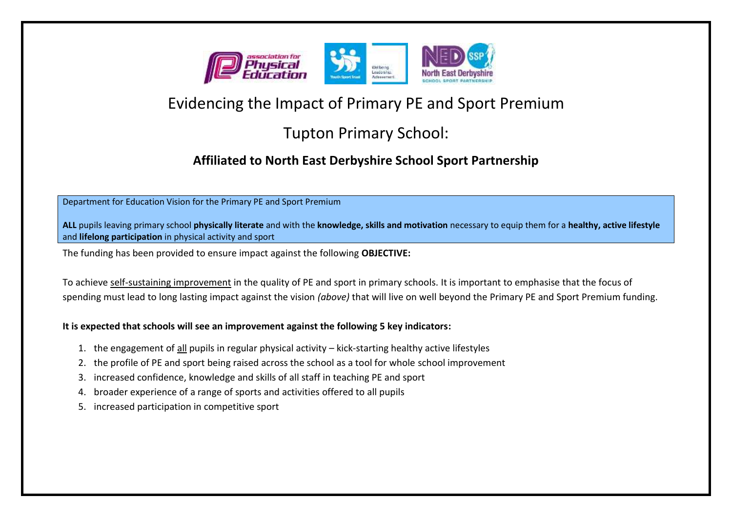# Evidencing the Impact of Primary PE and Sport Premium

## Tupton Primary School:

### Affiliated to North East Derbyshire School Sport Partnership

Department for Education Vision for the Primary PE and Sport Premium

**ALL** pupils leaving primary school **physically literate** and with the **knowledge, skills and motivation** necessary to equip them for a **healthy, active lifestyle** and **lifelong participation** in physical activity and sport

The funding has been provided to ensure impact against the following **OBJECTIVE:**

To achieve self-sustaining improvement in the quality of PE and sport in primary schools. It is important to emphasise that the focus of spending must lead to long lasting impact against the vision *(above)* that will live on well beyond the Primary PE and Sport Premium funding.

**It is expected that schools will see an improvement against the following 5 key indicators:**

1. the engagement of all pupils in regular physical activity – kick-starting healthy active lifestyles
2. the profile of PE and sport being raised across the school as a tool for whole school improvement
3. increased confidence, knowledge and skills of all staff in teaching PE and sport
4. broader experience of a range of sports and activities offered to all pupils
5. increased participation in competitive sport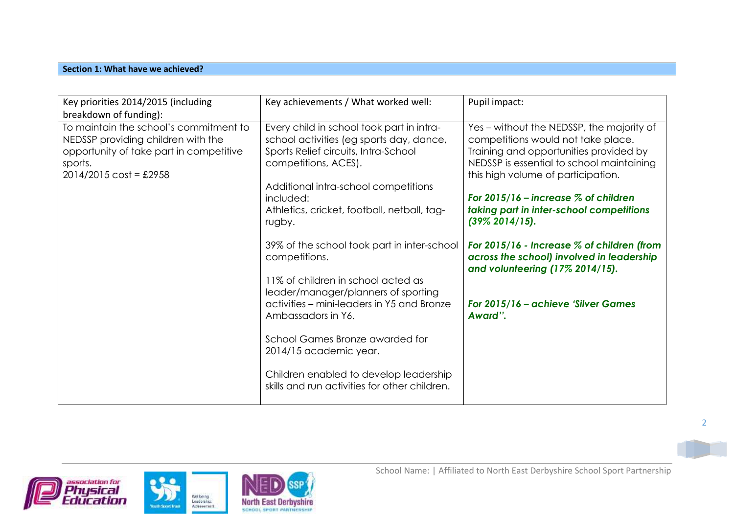**Section 1: What have we achieved?**

| Key priorities 2014/2015 (including breakdown of funding): | Key achievements / What worked well: | Pupil impact: |
|---|---|---|
| To maintain the school's commitment to NEDSSP providing children with the opportunity of take part in competitive sports.<br>2014/2015 cost = £2958 | Every child in school took part in intra-school activities (eg sports day, dance, Sports Relief circuits, Intra-School competitions, ACES).<br><br>Additional intra-school competitions included:<br>Athletics, cricket, football, netball, tag-rugby.<br><br>39% of the school took part in inter-school competitions.<br><br>11% of children in school acted as leader/manager/planners of sporting activities – mini-leaders in Y5 and Bronze Ambassadors in Y6.<br><br>School Games Bronze awarded for 2014/15 academic year.<br><br>Children enabled to develop leadership skills and run activities for other children. | Yes – without the NEDSSP, the majority of competitions would not take place. Training and opportunities provided by NEDSSP is essential to school maintaining this high volume of participation.<br><br>***For 2015/16 – increase % of children taking part in inter-school competitions (39% 2014/15).***<br><br>***For 2015/16 - Increase % of children (from across the school) involved in leadership and volunteering (17% 2014/15).***<br><br>***For 2015/16 – achieve 'Silver Games Award''.*** |

School Name: | Affiliated to North East Derbyshire School Sport Partnership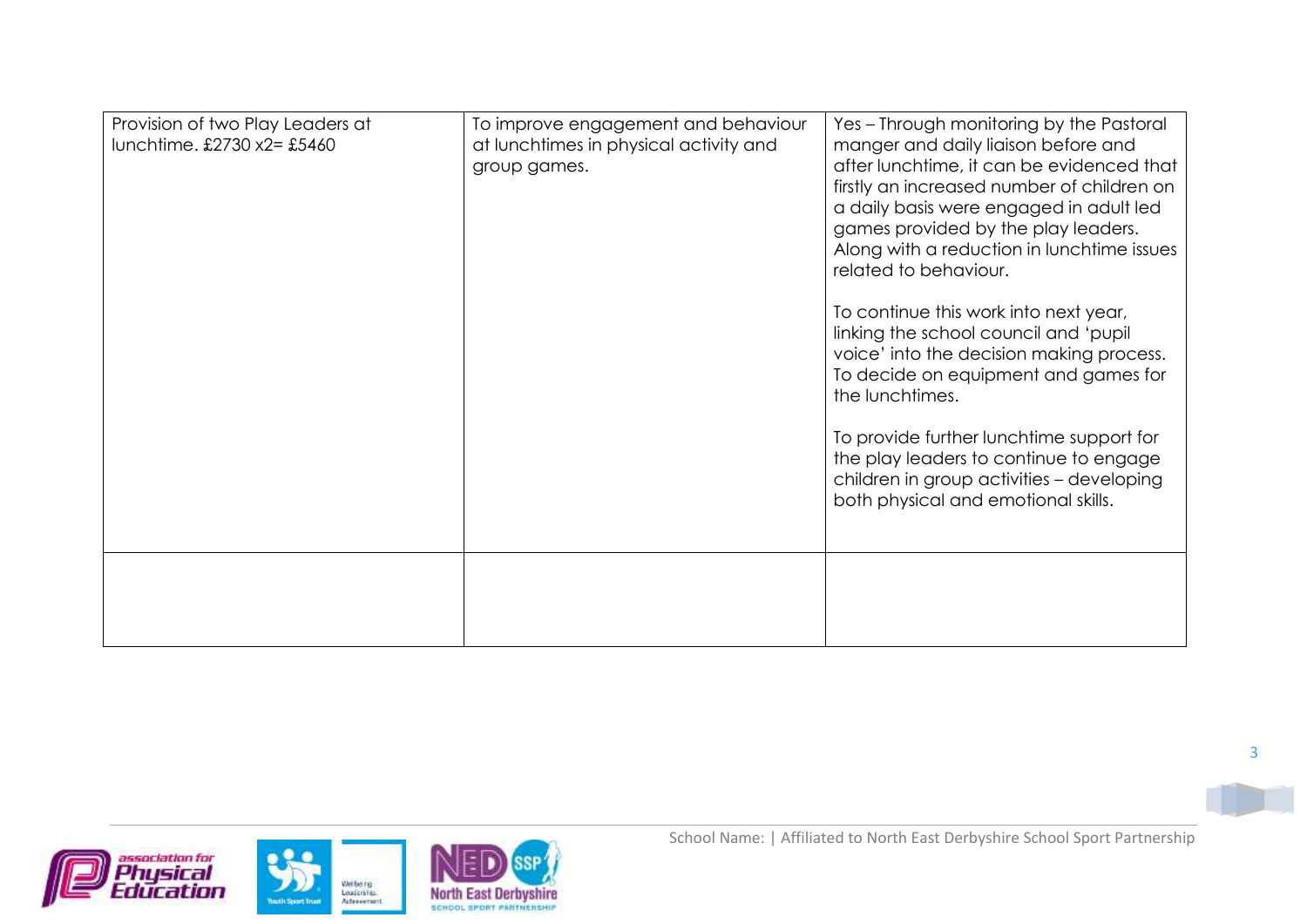| | | |
|---|---|---|
| Provision of two Play Leaders at lunchtime. £2730 x2= £5460 | To improve engagement and behaviour at lunchtimes in physical activity and group games. | Yes – Through monitoring by the Pastoral manger and daily liaison before and after lunchtime, it can be evidenced that firstly an increased number of children on a daily basis were engaged in adult led games provided by the play leaders. Along with a reduction in lunchtime issues related to behaviour.<br><br>To continue this work into next year, linking the school council and 'pupil voice' into the decision making process. To decide on equipment and games for the lunchtimes.<br><br>To provide further lunchtime support for the play leaders to continue to engage children in group activities – developing both physical and emotional skills. |
| | | |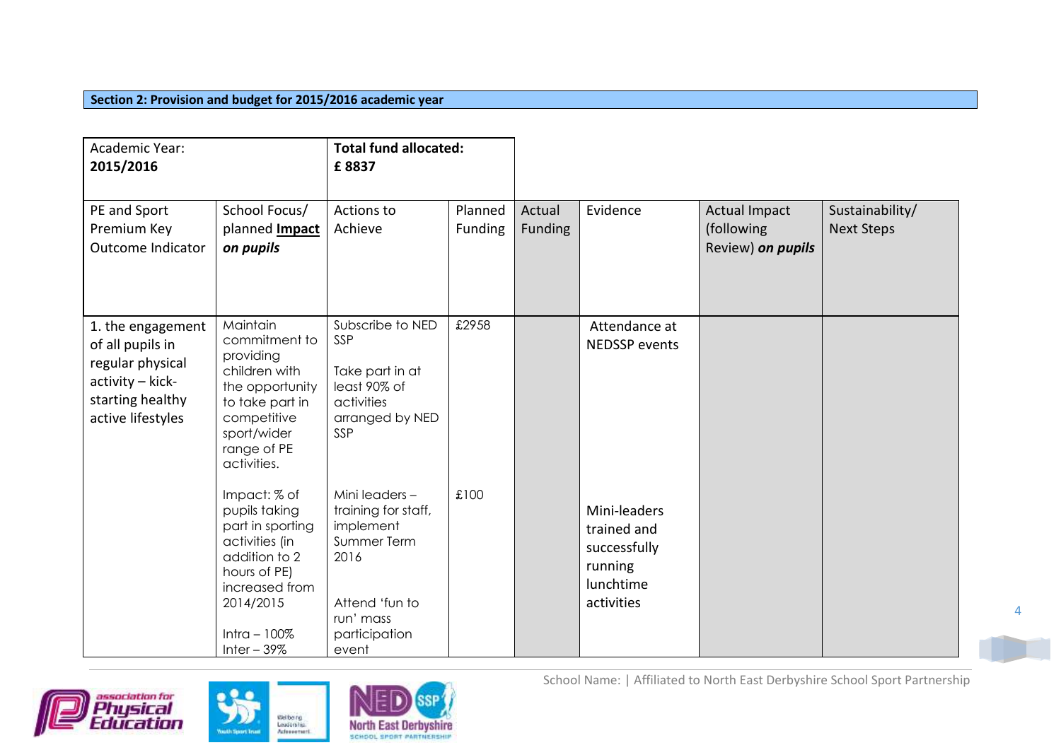**Section 2: Provision and budget for 2015/2016 academic year**

| Academic Year: **2015/2016** | | Total fund allocated: **£ 8837** | | | | | |
|---|---|---|---|---|---|---|---|
| PE and Sport Premium Key Outcome Indicator | School Focus/ planned **Impact** ***on pupils*** | Actions to Achieve | Planned Funding | Actual Funding | Evidence | Actual Impact (following Review) ***on pupils*** | Sustainability/ Next Steps |
| 1. the engagement of all pupils in regular physical activity – kick-starting healthy active lifestyles | Maintain commitment to providing children with the opportunity to take part in competitive sport/wider range of PE activities.<br><br>Impact: % of pupils taking part in sporting activities (in addition to 2 hours of PE) increased from 2014/2015<br><br>Intra – 100%<br>Inter – 39% | Subscribe to NED SSP<br><br>Take part in at least 90% of activities arranged by NED SSP<br><br>Mini leaders – training for staff, implement Summer Term 2016<br><br>Attend 'fun to run' mass participation event | £2958<br><br>£100 | | Attendance at NEDSSP events<br><br>Mini-leaders trained and successfully running lunchtime activities | | |

School Name: | Affiliated to North East Derbyshire School Sport Partnership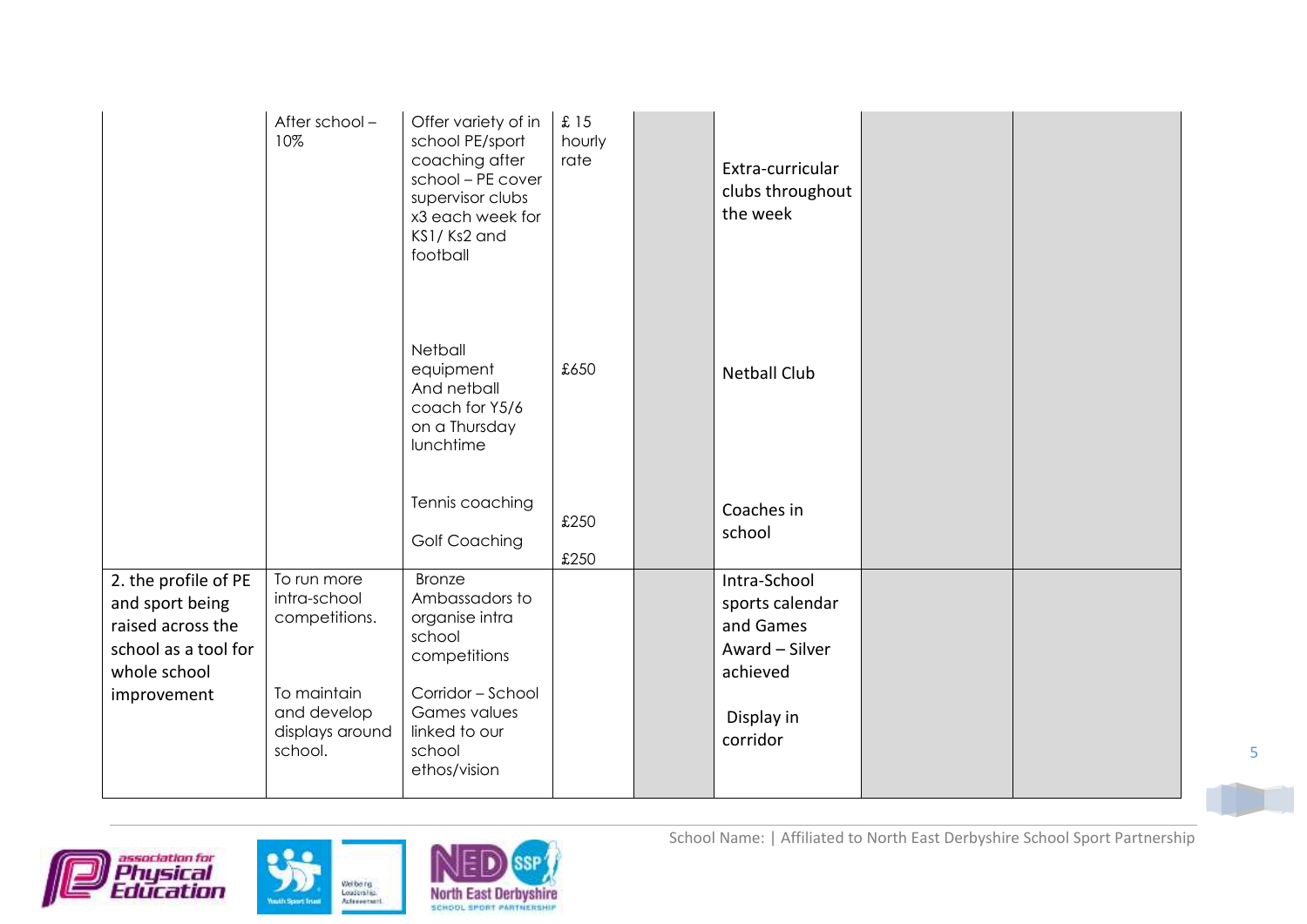| | | | | | | | |
|---|---|---|---|---|---|---|---|
| | After school – 10% | Offer variety of in school PE/sport coaching after school – PE cover supervisor clubs x3 each week for KS1/ Ks2 and football | £ 15 hourly rate | | Extra-curricular clubs throughout the week | | |
| | | Netball equipment And netball coach for Y5/6 on a Thursday lunchtime | £650 | | Netball Club | | |
| | | Tennis coaching<br><br>Golf Coaching | £250<br><br>£250 | | Coaches in school | | |
| 2. the profile of PE and sport being raised across the school as a tool for whole school improvement | To run more intra-school competitions.<br><br>To maintain and develop displays around school. | Bronze Ambassadors to organise intra school competitions<br><br>Corridor – School Games values linked to our school ethos/vision | | | Intra-School sports calendar and Games Award – Silver achieved<br><br>Display in corridor | | |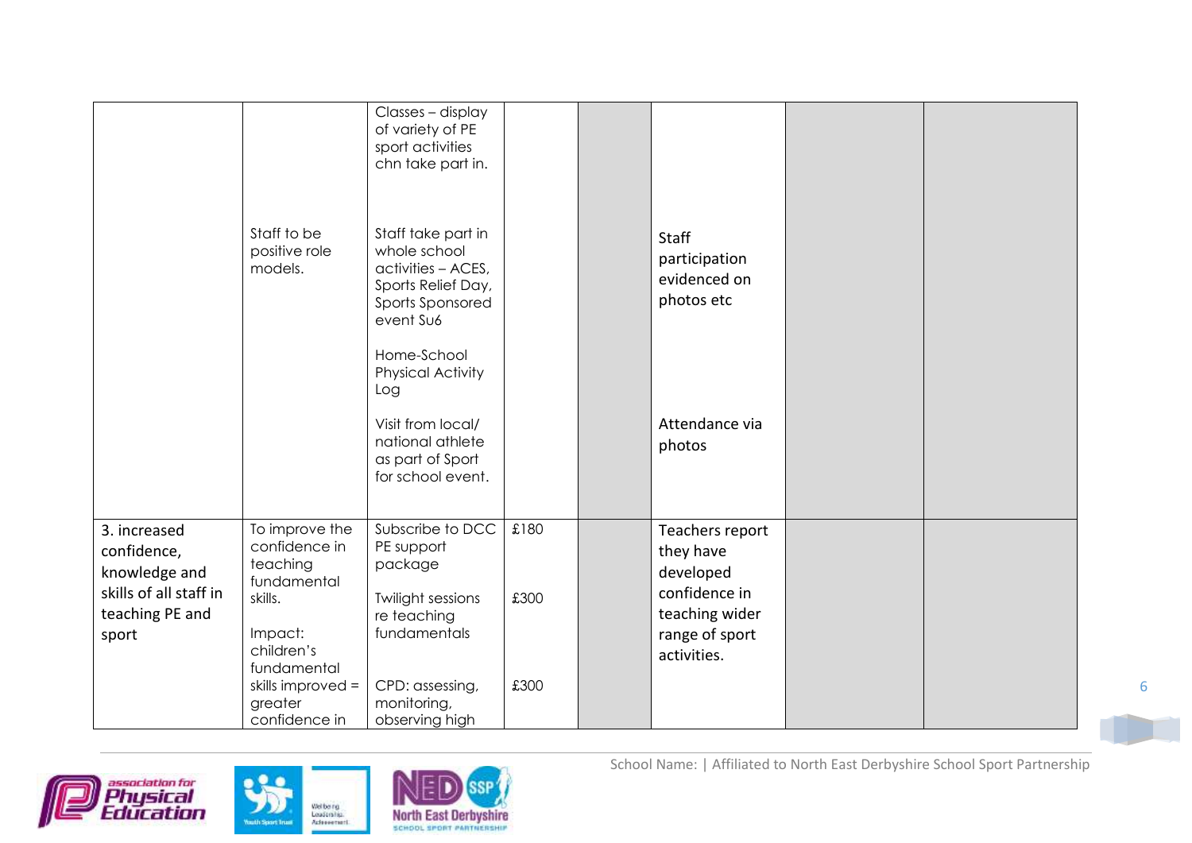| | | | | | | | |
|---|---|---|---|---|---|---|---|
| | | Classes – display of variety of PE sport activities chn take part in. | | | | | |
| | Staff to be positive role models. | Staff take part in whole school activities – ACES, Sports Relief Day, Sports Sponsored event Su6<br><br>Home-School Physical Activity Log<br><br>Visit from local/ national athlete as part of Sport for school event. | | | Staff participation evidenced on photos etc<br><br>Attendance via photos | | |
| 3. increased confidence, knowledge and skills of all staff in teaching PE and sport | To improve the confidence in teaching fundamental skills.<br><br>Impact: children's fundamental skills improved = greater confidence in | Subscribe to DCC PE support package<br><br>Twilight sessions re teaching fundamentals<br><br>CPD: assessing, monitoring, observing high | £180<br><br>£300<br><br>£300 | | Teachers report they have developed confidence in teaching wider range of sport activities. | | |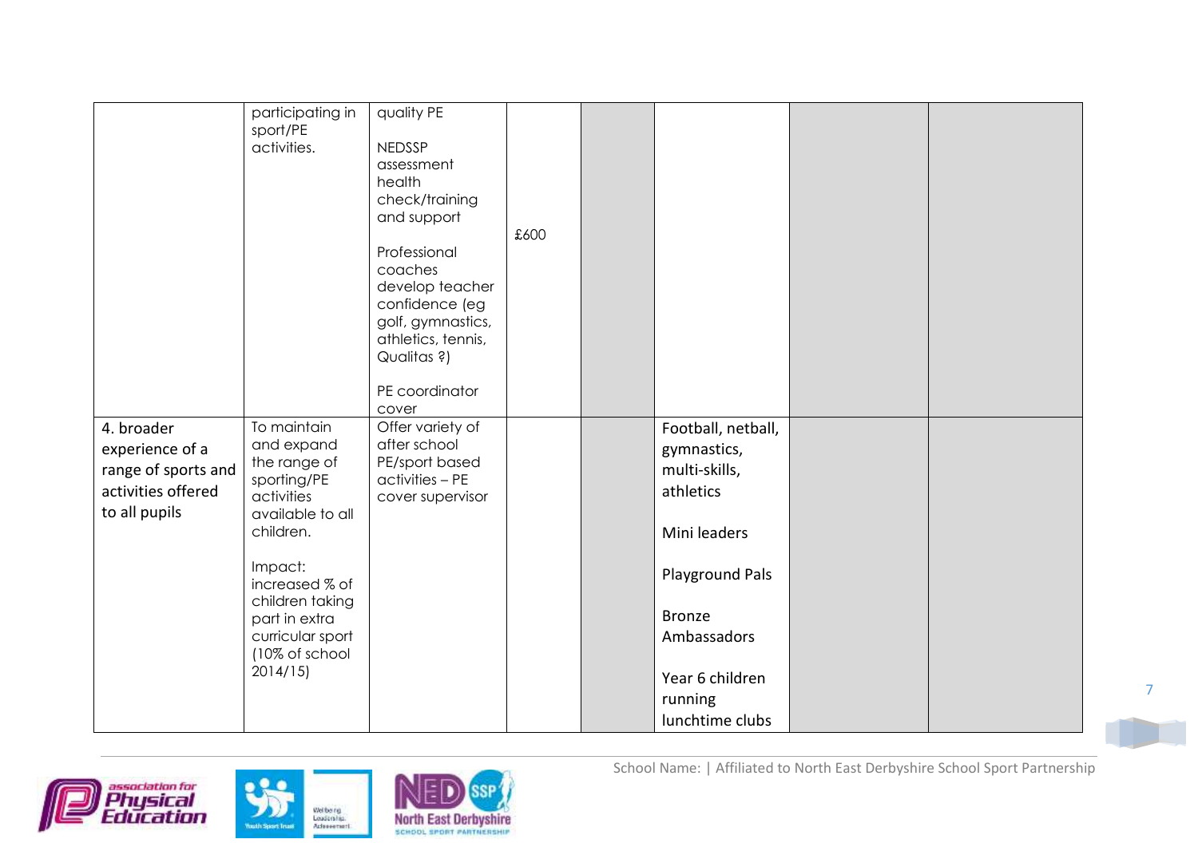| | | | | | | | |
|---|---|---|---|---|---|---|---|
| | participating in sport/PE activities. | quality PE<br><br>NEDSSP assessment health check/training and support<br><br>Professional coaches develop teacher confidence (eg golf, gymnastics, athletics, tennis, Qualitas ?)<br><br>PE coordinator cover | £600 | | | | |
| 4. broader experience of a range of sports and activities offered to all pupils | To maintain and expand the range of sporting/PE activities available to all children.<br><br>Impact: increased % of children taking part in extra curricular sport (10% of school 2014/15) | Offer variety of after school PE/sport based activities – PE cover supervisor | | | Football, netball, gymnastics, multi-skills, athletics<br><br>Mini leaders<br><br>Playground Pals<br><br>Bronze Ambassadors<br><br>Year 6 children running lunchtime clubs | | |

School Name: | Affiliated to North East Derbyshire School Sport Partnership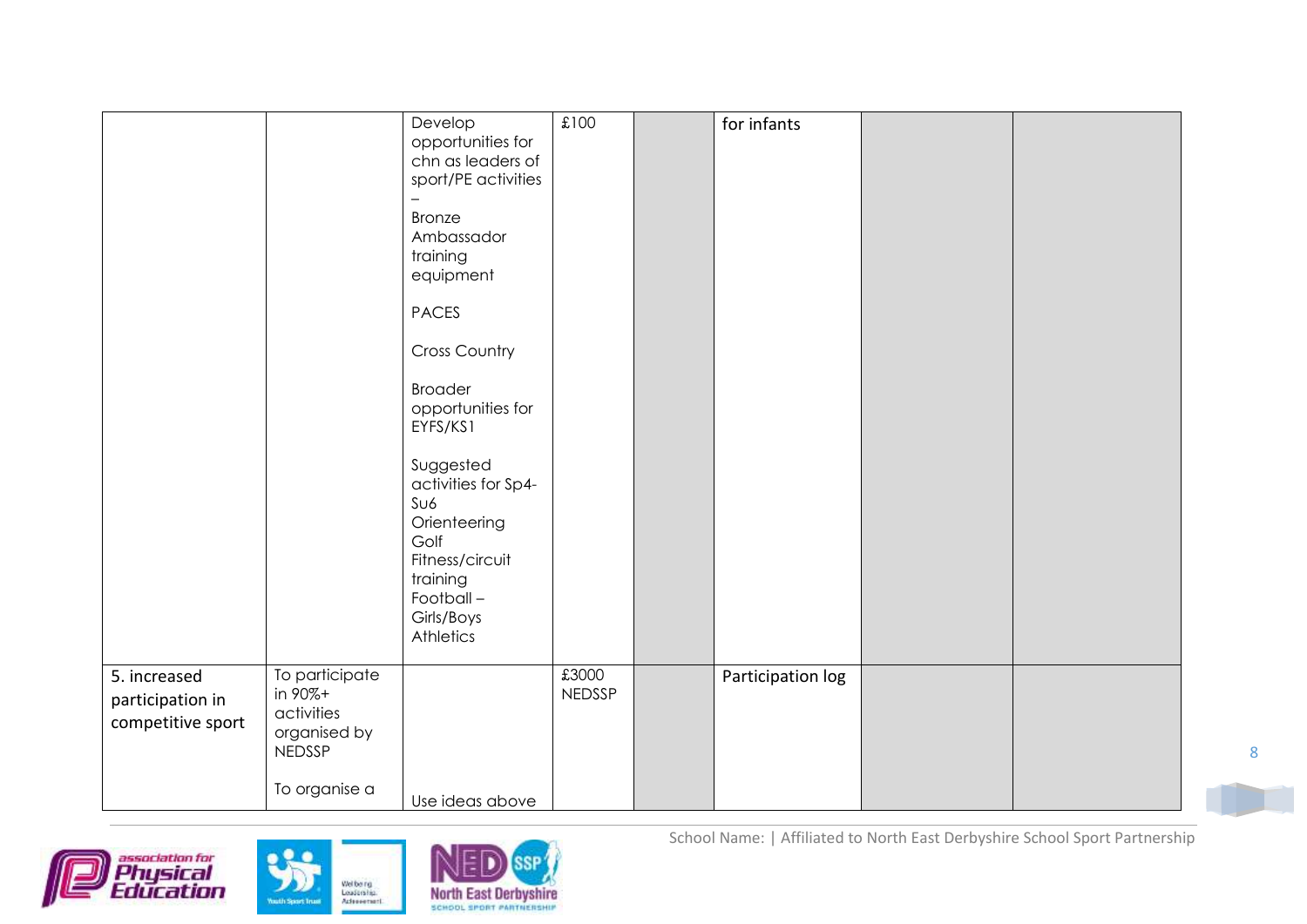| | | | | | | | |
|---|---|---|---|---|---|---|---|
| | | Develop opportunities for chn as leaders of sport/PE activities – Bronze Ambassador training equipment<br><br>PACES<br><br>Cross Country<br><br>Broader opportunities for EYFS/KS1<br><br>Suggested activities for Sp4-Su6 Orienteering Golf Fitness/circuit training Football – Girls/Boys Athletics | £100 | | for infants | | |
| 5. increased participation in competitive sport | To participate in 90%+ activities organised by NEDSSP<br><br>To organise a | Use ideas above | £3000 NEDSSP | | Participation log | | |

School Name: | Affiliated to North East Derbyshire School Sport Partnership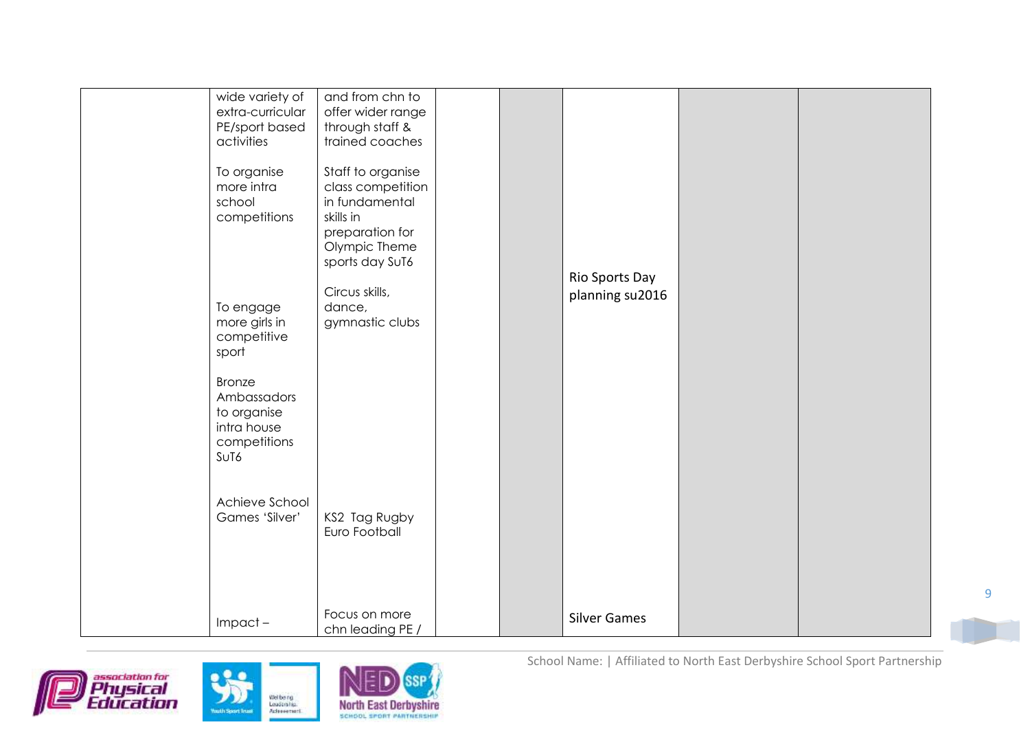| | | | | | | | |
|---|---|---|---|---|---|---|---|
| | wide variety of extra-curricular PE/sport based activities<br><br>To organise more intra school competitions<br><br>To engage more girls in competitive sport<br><br>Bronze Ambassadors to organise intra house competitions SuT6<br><br>Achieve School Games 'Silver'<br><br>Impact – | and from chn to offer wider range through staff & trained coaches<br><br>Staff to organise class competition in fundamental skills in preparation for Olympic Theme sports day SuT6<br><br>Circus skills, dance, gymnastic clubs<br><br>KS2 Tag Rugby Euro Football<br><br>Focus on more chn leading PE / | | | Rio Sports Day planning su2016<br><br>Silver Games | | |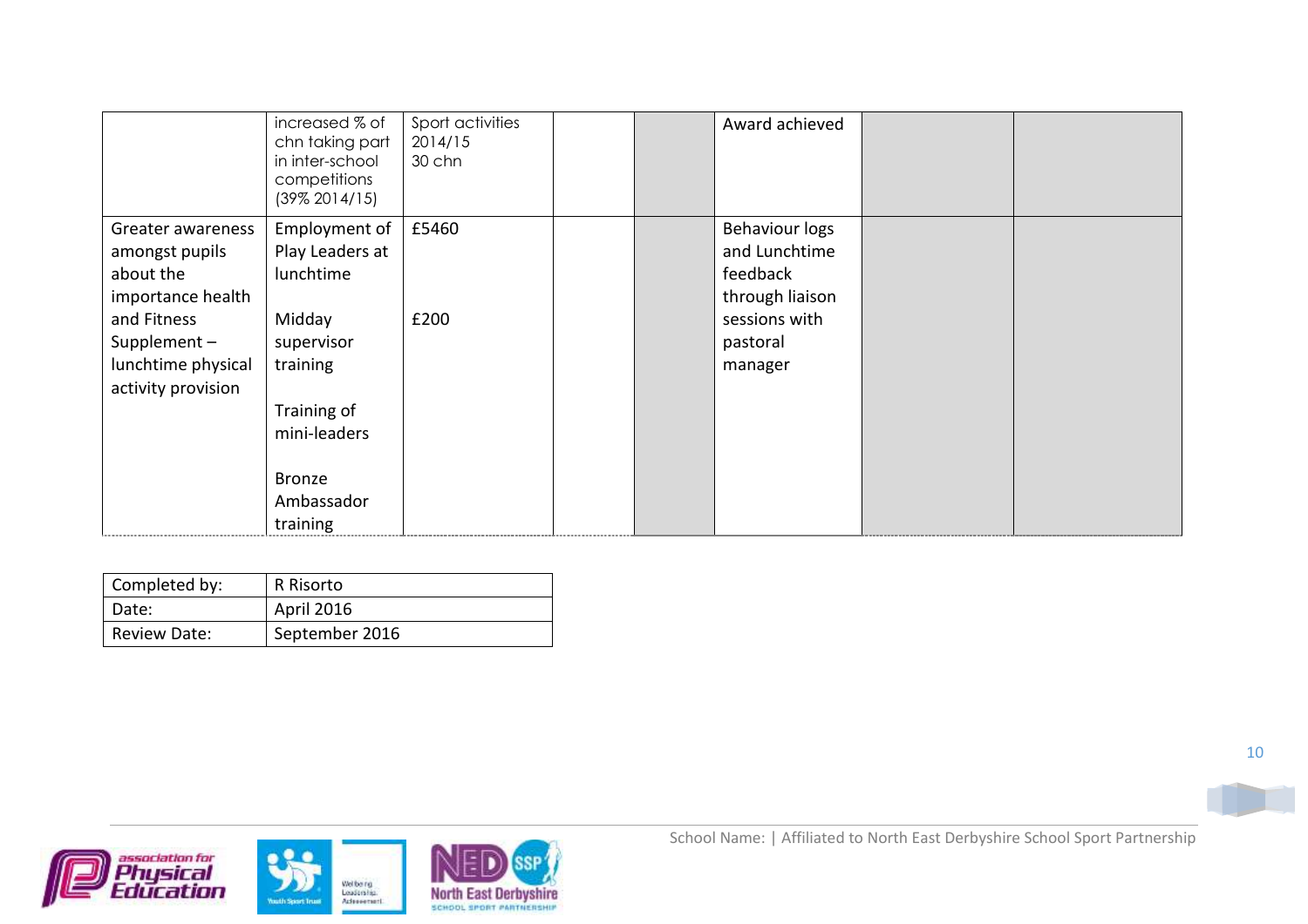| | | | | | | | |
|---|---|---|---|---|---|---|---|
| | increased % of chn taking part in inter-school competitions (39% 2014/15) | Sport activities 2014/15 30 chn | | | Award achieved | | |
| Greater awareness amongst pupils about the importance health and Fitness Supplement – lunchtime physical activity provision | Employment of Play Leaders at lunchtime<br><br>Midday supervisor training<br><br>Training of mini-leaders<br><br>Bronze Ambassador training | £5460<br><br>£200 | | | Behaviour logs and Lunchtime feedback through liaison sessions with pastoral manager | | |

| | |
|---|---|
| Completed by: | R Risorto |
| Date: | April 2016 |
| Review Date: | September 2016 |